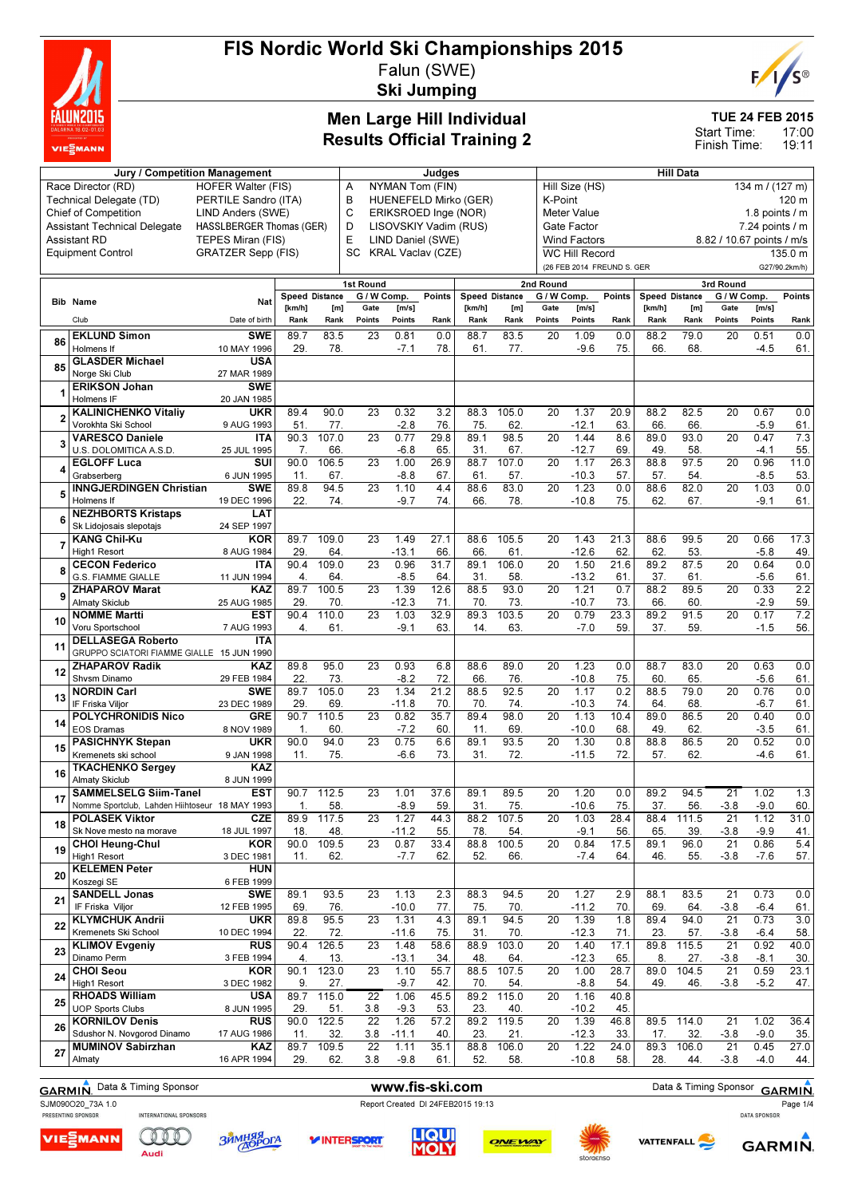# FIS Nordic World Ski Championships 2015

Falun (SWE)

**Ski Jumping**

## Men Large Hill Individual
## Results Official Training 2

TUE 24 FEB 2015
Start Time: 17:00
Finish Time: 19:11

| Jury / Competition Management | | Judges | | Hill Data | |
|---|---|---|---|---|---|
| Race Director (RD) | HOFER Walter (FIS) | A | NYMAN Tom (FIN) | Hill Size (HS) | 134 m / (127 m) |
| Technical Delegate (TD) | PERTILE Sandro (ITA) | B | HUENEFELD Mirko (GER) | K-Point | 120 m |
| Chief of Competition | LIND Anders (SWE) | C | ERIKSROED Inge (NOR) | Meter Value | 1.8 points / m |
| Assistant Technical Delegate | HASSLBERGER Thomas (GER) | D | LISOVSKIY Vadim (RUS) | Gate Factor | 7.24 points / m |
| Assistant RD | TEPES Miran (FIS) | E | LIND Daniel (SWE) | Wind Factors | 8.82 / 10.67 points / m/s |
| Equipment Control | GRATZER Sepp (FIS) | SC | KRAL Vaclav (CZE) | WC Hill Record | 135.0 m |
| | | | | (26 FEB 2014 FREUND S. GER | G27/90.2km/h) |

| Bib | Name / Club | Nat / Date of birth | 1st Speed [km/h] / Rank | 1st Distance [m] / Rank | 1st Gate / Points | 1st Wind [m/s] / Points | 1st Points / Rank | 2nd Speed [km/h] / Rank | 2nd Distance [m] / Rank | 2nd Gate / Points | 2nd Wind [m/s] / Points | 2nd Points / Rank | 3rd Speed [km/h] / Rank | 3rd Distance [m] / Rank | 3rd Gate / Points | 3rd Wind [m/s] / Points | 3rd Points / Rank |
|---|---|---|---|---|---|---|---|---|---|---|---|---|---|---|---|---|---|
| 86 | **EKLUND Simon** Holmens If | SWE 10 MAY 1996 | 89.7 29. | 83.5 78. | 23 | 0.81 -7.1 | 0.0 78. | 88.7 61. | 83.5 77. | 20 | 1.09 -9.6 | 0.0 75. | 88.2 66. | 79.0 68. | 20 | 0.51 -4.5 | 0.0 61. |
| 85 | **GLASDER Michael** Norge Ski Club | USA 27 MAR 1989 | | | | | | | | | | | | | | | |
| 1 | **ERIKSON Johan** Holmens IF | SWE 20 JAN 1985 | | | | | | | | | | | | | | | |
| 2 | **KALINICHENKO Vitaliy** Vorokhta Ski School | UKR 9 AUG 1993 | 89.4 51. | 90.0 77. | 23 | 0.32 -2.8 | 3.2 76. | 88.3 75. | 105.0 62. | 20 | 1.37 -12.1 | 20.9 63. | 88.2 66. | 82.5 66. | 20 | 0.67 -5.9 | 0.0 61. |
| 3 | **VARESCO Daniele** U.S. DOLOMITICA A.S.D. | ITA 25 JUL 1995 | 90.3 7. | 107.0 66. | 23 | 0.77 -6.8 | 29.8 65. | 89.1 31. | 98.5 67. | 20 | 1.44 -12.7 | 8.6 69. | 89.0 49. | 93.0 58. | 20 | 0.47 -4.1 | 7.3 55. |
| 4 | **EGLOFF Luca** Grabserberg | SUI 6 JUN 1995 | 90.0 11. | 106.5 67. | 23 | 1.00 -8.8 | 26.9 67. | 88.7 61. | 107.0 57. | 20 | 1.17 -10.3 | 26.3 57. | 88.8 57. | 97.5 54. | 20 | 0.96 -8.5 | 11.0 53. |
| 5 | **INNGJERDINGEN Christian** Holmens If | SWE 19 DEC 1996 | 89.8 22. | 94.5 74. | 23 | 1.10 -9.7 | 4.4 74. | 88.6 66. | 83.0 78. | 20 | 1.23 -10.8 | 0.0 75. | 88.6 62. | 82.0 67. | 20 | 1.03 -9.1 | 0.0 61. |
| 6 | **NEZHBORTS Kristaps** Sk Lidojosais slepotajs | LAT 24 SEP 1997 | | | | | | | | | | | | | | | |
| 7 | **KANG Chil-Ku** High1 Resort | KOR 8 AUG 1984 | 89.7 29. | 109.0 64. | 23 | 1.49 -13.1 | 27.1 66. | 88.6 66. | 105.5 61. | 20 | 1.43 -12.6 | 21.3 62. | 88.6 62. | 99.5 53. | 20 | 0.66 -5.8 | 17.3 49. |
| 8 | **CECON Federico** G.S. FIAMME GIALLE | ITA 11 JUN 1994 | 90.4 4. | 109.0 64. | 23 | 0.96 -8.5 | 31.7 64. | 89.1 31. | 106.0 58. | 20 | 1.50 -13.2 | 21.6 61. | 89.2 37. | 87.5 61. | 20 | 0.64 -5.6 | 0.0 61. |
| 9 | **ZHAPAROV Marat** Almaty Skiclub | KAZ 25 AUG 1985 | 89.7 29. | 100.5 70. | 23 | 1.39 -12.3 | 12.6 71. | 88.5 70. | 93.0 73. | 20 | 1.21 -10.7 | 0.7 73. | 88.2 66. | 89.5 60. | 20 | 0.33 -2.9 | 2.2 59. |
| 10 | **NOMME Martti** Voru Sportschool | EST 7 AUG 1993 | 90.4 4. | 110.0 61. | 23 | 1.03 -9.1 | 32.9 63. | 89.3 14. | 103.5 63. | 20 | 0.79 -7.0 | 23.3 59. | 89.2 37. | 91.5 59. | 20 | 0.17 -1.5 | 7.2 56. |
| 11 | **DELLASEGA Roberto** GRUPPO SCIATORI FIAMME GIALLE | ITA 15 JUN 1990 | | | | | | | | | | | | | | | |
| 12 | **ZHAPAROV Radik** Shvsm Dinamo | KAZ 29 FEB 1984 | 89.8 22. | 95.0 73. | 23 | 0.93 -8.2 | 6.8 72. | 88.6 66. | 89.0 76. | 20 | 1.23 -10.8 | 0.0 75. | 88.7 60. | 83.0 65. | 20 | 0.63 -5.6 | 0.0 61. |
| 13 | **NORDIN Carl** IF Friska Viljor | SWE 23 DEC 1989 | 89.7 29. | 105.0 69. | 23 | 1.34 -11.8 | 21.2 70. | 88.5 70. | 92.5 74. | 20 | 1.17 -10.3 | 0.2 74. | 88.5 64. | 79.0 68. | 20 | 0.76 -6.7 | 0.0 61. |
| 14 | **POLYCHRONIDIS Nico** EOS Dramas | GRE 8 NOV 1989 | 90.7 1. | 110.5 60. | 23 | 0.82 -7.2 | 35.7 60. | 89.4 11. | 98.0 69. | 20 | 1.13 -10.0 | 10.4 68. | 89.0 49. | 86.5 62. | 20 | 0.40 -3.5 | 0.0 61. |
| 15 | **PASICHNYK Stepan** Kremenets ski school | UKR 9 JAN 1998 | 90.0 11. | 94.0 75. | 23 | 0.75 -6.6 | 6.6 73. | 89.1 31. | 93.5 72. | 20 | 1.30 -11.5 | 0.8 72. | 88.8 57. | 86.5 62. | 20 | 0.52 -4.6 | 0.0 61. |
| 16 | **TKACHENKO Sergey** Almaty Skiclub | KAZ 8 JUN 1999 | | | | | | | | | | | | | | | |
| 17 | **SAMMELSELG Siim-Tanel** Nomme Sportclub, Lahden Hiihtoseur | EST 18 MAY 1993 | 90.7 1. | 112.5 58. | 23 | 1.01 -8.9 | 37.6 59. | 89.1 31. | 89.5 75. | 20 | 1.20 -10.6 | 0.0 75. | 89.2 37. | 94.5 56. | 21 -3.8 | 1.02 -9.0 | 1.3 60. |
| 18 | **POLASEK Viktor** Sk Nove mesto na morave | CZE 18 JUL 1997 | 89.9 18. | 117.5 48. | 23 | 1.27 -11.2 | 44.3 55. | 88.2 78. | 107.5 54. | 20 | 1.03 -9.1 | 28.4 56. | 88.4 65. | 111.5 39. | 21 -3.8 | 1.12 -9.9 | 31.0 41. |
| 19 | **CHOI Heung-Chul** High1 Resort | KOR 3 DEC 1981 | 90.0 11. | 109.5 62. | 23 | 0.87 -7.7 | 33.4 62. | 88.8 52. | 100.5 66. | 20 | 0.84 -7.4 | 17.5 64. | 89.1 46. | 96.0 55. | 21 -3.8 | 0.86 -7.6 | 5.4 57. |
| 20 | **KELEMEN Peter** Koszegi SE | HUN 6 FEB 1999 | | | | | | | | | | | | | | | |
| 21 | **SANDELL Jonas** IF Friska Viljor | SWE 12 FEB 1995 | 89.1 69. | 93.5 76. | 23 | 1.13 -10.0 | 2.3 77. | 88.3 75. | 94.5 70. | 20 | 1.27 -11.2 | 2.9 70. | 88.1 69. | 83.5 64. | 21 -3.8 | 0.73 -6.4 | 0.0 61. |
| 22 | **KLYMCHUK Andrii** Kremenets Ski School | UKR 10 DEC 1994 | 89.8 22. | 95.5 72. | 23 | 1.31 -11.6 | 4.3 75. | 89.1 31. | 94.5 70. | 20 | 1.39 -12.3 | 1.8 71. | 89.4 23. | 94.0 57. | 21 -3.8 | 0.73 -6.4 | 3.0 58. |
| 23 | **KLIMOV Evgeniy** Dinamo Perm | RUS 3 FEB 1994 | 90.4 4. | 126.5 13. | 23 | 1.48 -13.1 | 58.6 34. | 88.9 48. | 103.0 64. | 20 | 1.40 -12.3 | 17.1 65. | 89.8 8. | 115.5 27. | 21 -3.8 | 0.92 -8.1 | 40.0 30. |
| 24 | **CHOI Seou** High1 Resort | KOR 3 DEC 1982 | 90.1 9. | 123.0 27. | 23 | 1.10 -9.7 | 55.7 42. | 88.5 70. | 107.5 54. | 20 | 1.00 -8.8 | 28.7 54. | 89.0 49. | 104.5 46. | 21 -3.8 | 0.59 -5.2 | 23.1 47. |
| 25 | **RHOADS William** UOP Sports Clubs | USA 8 JUN 1995 | 89.7 29. | 115.0 51. | 22 3.8 | 1.06 -9.3 | 45.5 53. | 89.2 23. | 115.0 40. | 20 | 1.16 -10.2 | 40.8 45. | | | | | |
| 26 | **KORNILOV Denis** Sdushor N. Novgorod Dinamo | RUS 17 AUG 1986 | 90.0 11. | 122.5 32. | 22 3.8 | 1.26 -11.1 | 57.2 40. | 89.2 23. | 119.5 21. | 20 | 1.39 -12.3 | 46.8 33. | 89.5 17. | 114.0 32. | 21 -3.8 | 1.02 -9.0 | 36.4 35. |
| 27 | **MUMINOV Sabirzhan** Almaty | KAZ 16 APR 1994 | 89.7 29. | 109.5 62. | 22 3.8 | 1.11 -9.8 | 35.1 61. | 88.8 52. | 106.0 58. | 20 | 1.22 -10.8 | 24.0 58. | 89.3 28. | 106.0 44. | 21 -3.8 | 0.45 -4.0 | 27.0 44. |

Data & Timing Sponsor GARMIN — www.fis-ski.com

SJM090O20_73A 1.0 — Report Created DI 24FEB2015 19:13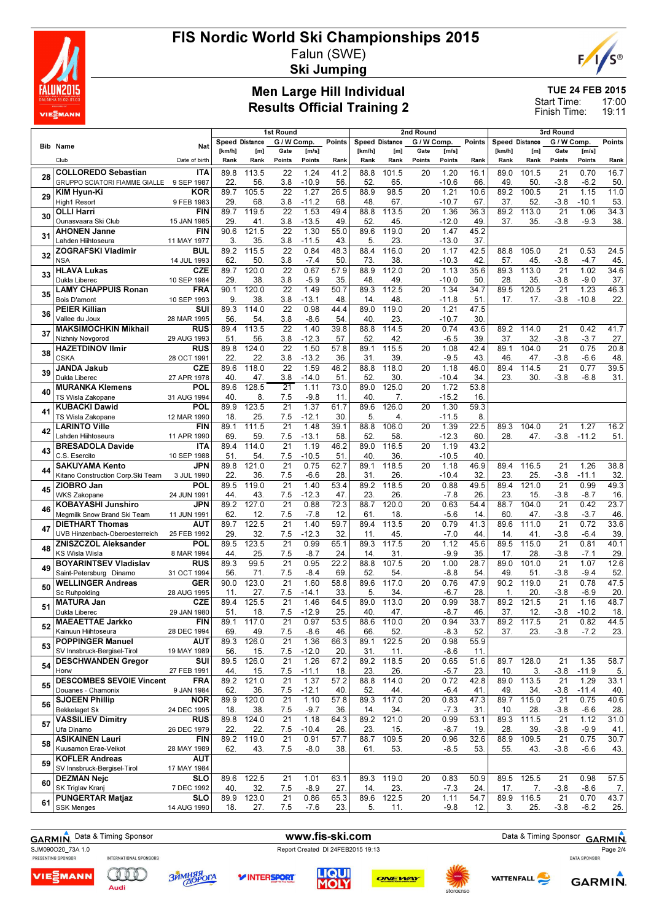# FIS Nordic World Ski Championships 2015

Falun (SWE)

**Ski Jumping**

## Men Large Hill Individual
## Results Official Training 2

TUE 24 FEB 2015
Start Time: 17:00
Finish Time: 19:11

| Bib | Name / Club | Nat / Date of birth | 1st Round Speed [km/h] / Rank | Distance [m] / Rank | G/W Comp. Gate / Points | [m/s] / Points | Points / Rank | 2nd Round Speed [km/h] / Rank | Distance [m] / Rank | G/W Comp. Gate / Points | [m/s] / Points | Points / Rank | 3rd Round Speed [km/h] / Rank | Distance [m] / Rank | G/W Comp. Gate / Points | [m/s] / Points | Points / Rank |
|---|---|---|---|---|---|---|---|---|---|---|---|---|---|---|---|---|---|
| 28 | COLLOREDO Sebastian / GRUPPO SCIATORI FIAMME GIALLE | ITA / 9 SEP 1987 | 89.8 / 22. | 113.5 / 56. | 22 / 3.8 | 1.24 / -10.9 | 41.2 / 56. | 88.8 / 52. | 101.5 / 65. | 20 | 1.20 / -10.6 | 16.1 / 66. | 89.0 / 49. | 101.5 / 50. | 21 / -3.8 | 0.70 / -6.2 | 16.7 / 50. |
| 29 | KIM Hyun-Ki / High1 Resort | KOR / 9 FEB 1983 | 89.7 / 29. | 105.5 / 68. | 22 / 3.8 | 1.27 / -11.2 | 26.5 / 68. | 88.9 / 48. | 98.5 / 67. | 20 | 1.21 / -10.7 | 10.6 / 67. | 89.2 / 37. | 100.5 / 52. | 21 / -3.8 | 1.15 / -10.1 | 11.0 / 53. |
| 30 | OLLI Harri / Ounasvaara Ski Club | FIN / 15 JAN 1985 | 89.7 / 29. | 119.5 / 41. | 22 / 3.8 | 1.53 / -13.5 | 49.4 / 49. | 88.8 / 52. | 113.5 / 45. | 20 | 1.36 / -12.0 | 36.3 / 49. | 89.2 / 37. | 113.0 / 35. | 21 / -3.8 | 1.06 / -9.3 | 34.3 / 38. |
| 31 | AHONEN Janne / Lahden Hiihtoseura | FIN / 11 MAY 1977 | 90.6 / 3. | 121.5 / 35. | 22 / 3.8 | 1.30 / -11.5 | 55.0 / 43. | 89.6 / 5. | 119.0 / 23. | 20 | 1.47 / -13.0 | 45.2 / 37. | | | | | |
| 32 | ZOGRAFSKI Vladimir / NSA | BUL / 14 JUL 1993 | 89.2 / 62. | 115.5 / 50. | 22 / 3.8 | 0.84 / -7.4 | 48.3 / 50. | 88.4 / 73. | 116.0 / 38. | 20 | 1.17 / -10.3 | 42.5 / 42. | 88.8 / 57. | 105.0 / 45. | 21 / -3.8 | 0.53 / -4.7 | 24.5 / 45. |
| 33 | HLAVA Lukas / Dukla Liberec | CZE / 10 SEP 1984 | 89.7 / 29. | 120.0 / 38. | 22 / 3.8 | 0.67 / -5.9 | 57.9 / 35. | 88.9 / 48. | 112.0 / 49. | 20 | 1.13 / -10.0 | 35.6 / 50. | 89.3 / 28. | 113.0 / 35. | 21 / -3.8 | 1.02 / -9.0 | 34.6 / 37. |
| 35 | LAMY CHAPPUIS Ronan / Bois D'amont | FRA / 10 SEP 1993 | 90.1 / 9. | 120.0 / 38. | 22 / 3.8 | 1.49 / -13.1 | 50.7 / 48. | 89.3 / 14. | 112.5 / 48. | 20 | 1.34 / -11.8 | 34.7 / 51. | 89.5 / 17. | 120.5 / 17. | 21 / -3.8 | 1.23 / -10.8 | 46.3 / 22. |
| 36 | PEIER Killian / Vallee du Joux | SUI / 28 MAR 1995 | 89.3 / 56. | 114.0 / 54. | 22 / 3.8 | 0.98 / -8.6 | 44.4 / 54. | 89.0 / 40. | 119.0 / 23. | 20 | 1.21 / -10.7 | 47.5 / 30. | | | | | |
| 37 | MAKSIMOCHKIN Mikhail / Nizhniy Novgorod | RUS / 29 AUG 1993 | 89.4 / 51. | 113.5 / 56. | 22 / 3.8 | 1.40 / -12.3 | 39.8 / 57. | 88.8 / 52. | 114.5 / 42. | 20 | 0.74 / -6.5 | 43.6 / 39. | 89.2 / 37. | 114.0 / 32. | 21 / -3.8 | 0.42 / -3.7 | 41.7 / 27. |
| 38 | HAZETDINOV Ilmir / CSKA | RUS / 28 OCT 1991 | 89.8 / 22. | 124.0 / 22. | 22 / 3.8 | 1.50 / -13.2 | 57.8 / 36. | 89.1 / 31. | 115.5 / 39. | 20 | 1.08 / -9.5 | 42.4 / 43. | 89.1 / 46. | 104.0 / 47. | 21 / -3.8 | 0.75 / -6.6 | 20.8 / 48. |
| 39 | JANDA Jakub / Dukla Liberec | CZE / 27 APR 1978 | 89.6 / 40. | 118.0 / 47. | 22 / 3.8 | 1.59 / -14.0 | 46.2 / 51. | 88.8 / 52. | 118.0 / 30. | 20 | 1.18 / -10.4 | 46.0 / 34. | 89.4 / 23. | 114.5 / 30. | 21 / -3.8 | 0.77 / -6.8 | 39.5 / 31. |
| 40 | MURANKA Klemens / TS Wisla Zakopane | POL / 31 AUG 1994 | 89.6 / 40. | 128.5 / 8. | 21 / 7.5 | 1.11 / -9.8 | 73.0 / 11. | 89.0 / 40. | 125.0 / 7. | 20 | 1.72 / -15.2 | 53.8 / 16. | | | | | |
| 41 | KUBACKI Dawid / TS Wisla Zakopane | POL / 12 MAR 1990 | 89.9 / 18. | 123.5 / 25. | 21 / 7.5 | 1.37 / -12.1 | 61.7 / 30. | 89.6 / 5. | 126.0 / 4. | 20 | 1.30 / -11.5 | 59.3 / 8. | | | | | |
| 42 | LARINTO Ville / Lahden Hiihtoseura | FIN / 11 APR 1990 | 89.1 / 69. | 111.5 / 59. | 21 / 7.5 | 1.48 / -13.1 | 39.1 / 58. | 88.8 / 52. | 106.0 / 58. | 20 | 1.39 / -12.3 | 22.5 / 60. | 89.3 / 28. | 104.0 / 47. | 21 / -3.8 | 1.27 / -11.2 | 16.2 / 51. |
| 43 | BRESADOLA Davide / C.S. Esercito | ITA / 10 SEP 1988 | 89.4 / 51. | 114.0 / 54. | 21 / 7.5 | 1.19 / -10.5 | 46.2 / 51. | 89.0 / 40. | 116.5 / 36. | 20 | 1.19 / -10.5 | 43.2 / 40. | | | | | |
| 44 | SAKUYAMA Kento / Kitano Construction Corp.Ski Team | JPN / 3 JUL 1990 | 89.8 / 22. | 121.0 / 36. | 21 / 7.5 | 0.75 / -6.6 | 62.7 / 28. | 89.1 / 31. | 118.5 / 26. | 20 | 1.18 / -10.4 | 46.9 / 32. | 89.4 / 23. | 116.5 / 25. | 21 / -3.8 | 1.26 / -11.1 | 38.8 / 32. |
| 45 | ZIOBRO Jan / WKS Zakopane | POL / 24 JUN 1991 | 89.5 / 44. | 119.0 / 43. | 21 / 7.5 | 1.40 / -12.3 | 53.4 / 47. | 89.2 / 23. | 118.5 / 26. | 20 | 0.88 / -7.8 | 49.5 / 26. | 89.4 / 23. | 121.0 / 15. | 21 / -3.8 | 0.99 / -8.7 | 49.3 / 16. |
| 46 | KOBAYASHI Junshiro / Megmilk Snow Brand Ski Team | JPN / 11 JUN 1991 | 89.2 / 62. | 127.0 / 12. | 21 / 7.5 | 0.88 / -7.8 | 72.3 / 12. | 88.7 / 61. | 120.0 / 18. | 20 | 0.63 / -5.6 | 54.4 / 14. | 88.7 / 60. | 104.0 / 47. | 21 / -3.8 | 0.42 / -3.7 | 23.7 / 46. |
| 47 | DIETHART Thomas / UVB Hinzenbach-Oberoesterreich | AUT / 25 FEB 1992 | 89.7 / 29. | 122.5 / 32. | 21 / 7.5 | 1.40 / -12.3 | 59.7 / 32. | 89.4 / 11. | 113.5 / 45. | 20 | 0.79 / -7.0 | 41.3 / 44. | 89.6 / 14. | 111.0 / 41. | 21 / -3.8 | 0.72 / -6.4 | 33.6 / 39. |
| 48 | ZNISZCZOL Aleksander / KS Wisla Wisla | POL / 8 MAR 1994 | 89.5 / 44. | 123.5 / 25. | 21 / 7.5 | 0.99 / -8.7 | 65.1 / 24. | 89.3 / 14. | 117.5 / 31. | 20 | 1.12 / -9.9 | 45.6 / 35. | 89.5 / 17. | 115.0 / 28. | 21 / -3.8 | 0.81 / -7.1 | 40.1 / 29. |
| 49 | BOYARINTSEV Vladislav / Saint-Petersburg Dinamo | RUS / 31 OCT 1994 | 89.3 / 56. | 99.5 / 71. | 21 / 7.5 | 0.95 / -8.4 | 22.2 / 69. | 88.8 / 52. | 107.5 / 54. | 20 | 1.00 / -8.8 | 28.7 / 54. | 89.0 / 49. | 101.0 / 51. | 21 / -3.8 | 1.07 / -9.4 | 12.6 / 52. |
| 50 | WELLINGER Andreas / Sc Ruhpolding | GER / 28 AUG 1995 | 90.0 / 11. | 123.0 / 27. | 21 / 7.5 | 1.60 / -14.1 | 58.8 / 33. | 89.6 / 5. | 117.0 / 34. | 20 | 0.76 / -6.7 | 47.9 / 28. | 90.2 / 1. | 119.0 / 20. | 21 / -3.8 | 0.78 / -6.9 | 47.5 / 20. |
| 51 | MATURA Jan / Dukla Liberec | CZE / 29 JAN 1980 | 89.4 / 51. | 125.5 / 18. | 21 / 7.5 | 1.46 / -12.9 | 64.5 / 25. | 89.0 / 40. | 113.0 / 47. | 20 | 0.99 / -8.7 | 38.7 / 46. | 89.2 / 37. | 121.5 / 12. | 21 / -3.8 | 1.16 / -10.2 | 48.7 / 18. |
| 52 | MAEAETTAE Jarkko / Kainuun Hiihtoseura | FIN / 28 DEC 1994 | 89.1 / 69. | 117.0 / 49. | 21 / 7.5 | 0.97 / -8.6 | 53.5 / 46. | 88.6 / 66. | 110.0 / 52. | 20 | 0.94 / -8.3 | 33.7 / 52. | 89.2 / 37. | 117.5 / 23. | 21 / -3.8 | 0.82 / -7.2 | 44.5 / 23. |
| 53 | POPPINGER Manuel / SV Innsbruck-Bergisel-Tirol | AUT / 19 MAY 1989 | 89.3 / 56. | 126.0 / 15. | 21 / 7.5 | 1.36 / -12.0 | 66.3 / 20. | 89.1 / 31. | 122.5 / 11. | 20 | 0.98 / -8.6 | 55.9 / 11. | | | | | |
| 54 | DESCHWANDEN Gregor / Horw | SUI / 27 FEB 1991 | 89.5 / 44. | 126.0 / 15. | 21 / 7.5 | 1.26 / -11.1 | 67.2 / 18. | 89.2 / 23. | 118.5 / 26. | 20 | 0.65 / -5.7 | 51.6 / 23. | 89.7 / 10. | 128.0 / 3. | 21 / -3.8 | 1.35 / -11.9 | 58.7 / 5. |
| 55 | DESCOMBES SEVOIE Vincent / Douanes - Chamonix | FRA / 9 JAN 1984 | 89.2 / 62. | 121.0 / 36. | 21 / 7.5 | 1.37 / -12.1 | 57.2 / 40. | 88.8 / 52. | 114.0 / 44. | 20 | 0.72 / -6.4 | 42.8 / 41. | 89.0 / 49. | 113.5 / 34. | 21 / -3.8 | 1.29 / -11.4 | 33.1 / 40. |
| 56 | SJOEEN Phillip / Bekkelaget Sk | NOR / 24 DEC 1995 | 89.9 / 18. | 120.0 / 38. | 21 / 7.5 | 1.10 / -9.7 | 57.8 / 36. | 89.3 / 14. | 117.0 / 34. | 20 | 0.83 / -7.3 | 47.3 / 31. | 89.7 / 10. | 115.0 / 28. | 21 / -3.8 | 0.75 / -6.6 | 40.6 / 28. |
| 57 | VASSILIEV Dimitry / Ufa Dinamo | RUS / 26 DEC 1979 | 89.8 / 22. | 124.0 / 22. | 21 / 7.5 | 1.18 / -10.4 | 64.3 / 26. | 89.2 / 23. | 121.0 / 15. | 20 | 0.99 / -8.7 | 53.1 / 19. | 89.3 / 28. | 111.5 / 39. | 21 / -3.8 | 1.12 / -9.9 | 31.0 / 41. |
| 58 | ASIKAINEN Lauri / Kuusamon Erae-Veikot | FIN / 28 MAY 1989 | 89.2 / 62. | 119.0 / 43. | 21 / 7.5 | 0.91 / -8.0 | 57.7 / 38. | 88.7 / 61. | 109.5 / 53. | 20 | 0.96 / -8.5 | 32.6 / 53. | 88.9 / 55. | 109.5 / 43. | 21 / -3.8 | 0.75 / -6.6 | 30.7 / 43. |
| 59 | KOFLER Andreas / SV Innsbruck-Bergisel-Tirol | AUT / 17 MAY 1984 | | | | | | | | | | | | | | | |
| 60 | DEZMAN Nejc / SK Triglav Kranj | SLO / 7 DEC 1992 | 89.6 / 40. | 122.5 / 32. | 21 / 7.5 | 1.01 / -8.9 | 63.1 / 27. | 89.3 / 14. | 119.0 / 23. | 20 | 0.83 / -7.3 | 50.9 / 24. | 89.5 / 17. | 125.5 / 7. | 21 / -3.8 | 0.98 / -8.6 | 57.5 / 7. |
| 61 | PUNGERTAR Matjaz / SSK Menges | SLO / 14 AUG 1990 | 89.9 / 18. | 123.0 / 27. | 21 / 7.5 | 0.86 / -7.6 | 65.3 / 23. | 89.6 / 5. | 122.5 / 11. | 20 | 1.11 / -9.8 | 54.7 / 12. | 89.9 / 3. | 116.5 / 25. | 21 / -3.8 | 0.70 / -6.2 | 43.7 / 25. |

Data & Timing Sponsor GARMIN — www.fis-ski.com — Data & Timing Sponsor GARMIN

SJM090O20_73A 1.0 — Report Created DI 24FEB2015 19:13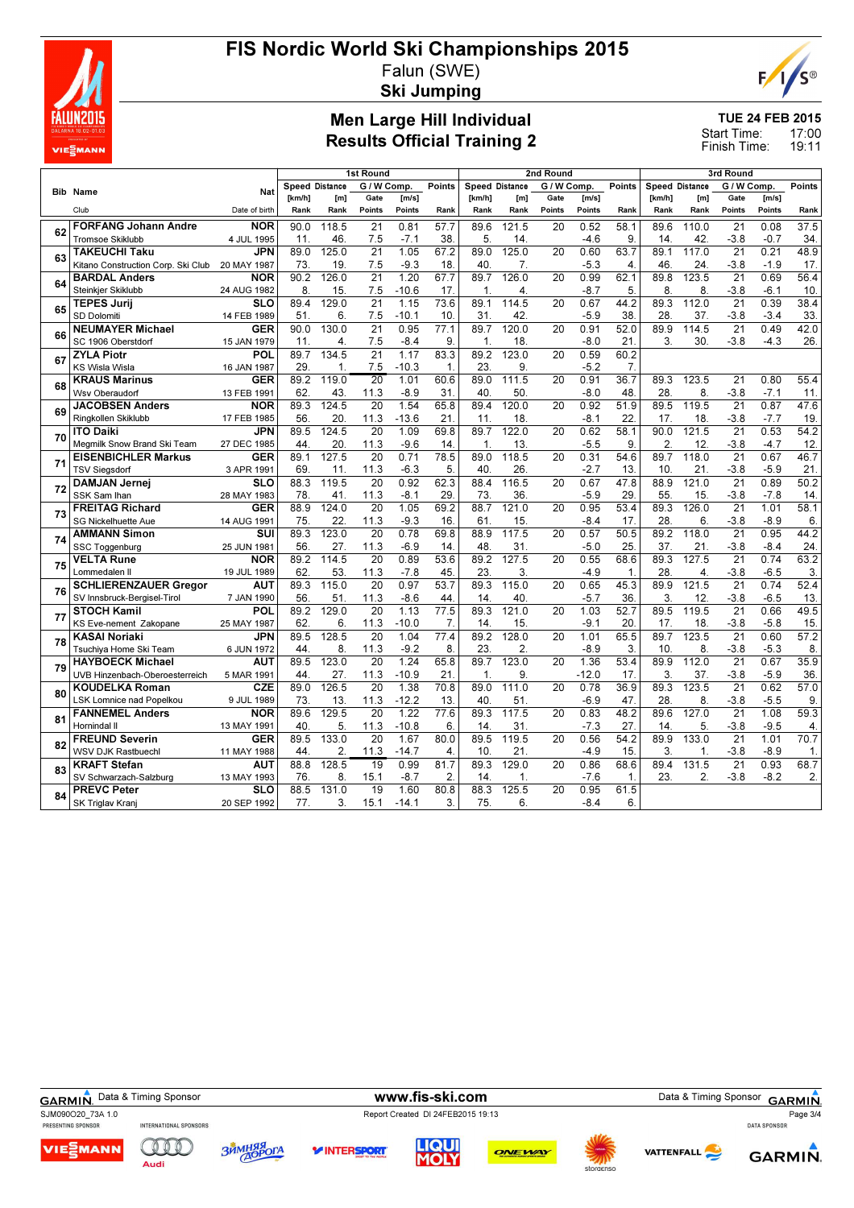# FIS Nordic World Ski Championships 2015

Falun (SWE)

**Ski Jumping**

## Men Large Hill Individual
## Results Official Training 2

TUE 24 FEB 2015
Start Time: 17:00
Finish Time: 19:11

| Bib | Name / Club | Nat / Date of birth | 1st Round Speed [km/h] / Rank | Distance [m] / Rank | G/W Comp. Gate / Points | [m/s] / Points | Points / Rank | 2nd Round Speed [km/h] / Rank | Distance [m] / Rank | G/W Comp. Gate / Points | [m/s] / Points | Points / Rank | 3rd Round Speed [km/h] / Rank | Distance [m] / Rank | G/W Comp. Gate / Points | [m/s] / Points | Points / Rank |
|---|---|---|---|---|---|---|---|---|---|---|---|---|---|---|---|---|---|
| 62 | FORFANG Johann Andre / Tromsoe Skiklubb | NOR / 4 JUL 1995 | 90.0 / 11. | 118.5 / 46. | 21 / 7.5 | 0.81 / -7.1 | 57.7 / 38. | 89.6 / 5. | 121.5 / 14. | 20 | 0.52 / -4.6 | 58.1 / 9. | 89.6 / 14. | 110.0 / 42. | 21 / -3.8 | 0.08 / -0.7 | 37.5 / 34. |
| 63 | TAKEUCHI Taku / Kitano Construction Corp. Ski Club | JPN / 20 MAY 1987 | 89.0 / 73. | 125.0 / 19. | 21 / 7.5 | 1.05 / -9.3 | 67.2 / 18. | 89.0 / 40. | 125.0 / 7. | 20 | 0.60 / -5.3 | 63.7 / 4. | 89.1 / 46. | 117.0 / 24. | 21 / -3.8 | 0.21 / -1.9 | 48.9 / 17. |
| 64 | BARDAL Anders / Steinkjer Skiklubb | NOR / 24 AUG 1982 | 90.2 / 8. | 126.0 / 15. | 21 / 7.5 | 1.20 / -10.6 | 67.7 / 17. | 89.7 / 1. | 126.0 / 4. | 20 | 0.99 / -8.7 | 62.1 / 5. | 89.8 / 8. | 123.5 / 8. | 21 / -3.8 | 0.69 / -6.1 | 56.4 / 10. |
| 65 | TEPES Jurij / SD Dolomiti | SLO / 14 FEB 1989 | 89.4 / 51. | 129.0 / 6. | 21 / 7.5 | 1.15 / -10.1 | 73.6 / 10. | 89.1 / 31. | 114.5 / 42. | 20 | 0.67 / -5.9 | 44.2 / 38. | 89.3 / 28. | 112.0 / 37. | 21 / -3.8 | 0.39 / -3.4 | 38.4 / 33. |
| 66 | NEUMAYER Michael / SC 1906 Oberstdorf | GER / 15 JAN 1979 | 90.0 / 11. | 130.0 / 4. | 21 / 7.5 | 0.95 / -8.4 | 77.1 / 9. | 89.7 / 1. | 120.0 / 18. | 20 | 0.91 / -8.0 | 52.0 / 21. | 89.9 / 3. | 114.5 / 30. | 21 / -3.8 | 0.49 / -4.3 | 42.0 / 26. |
| 67 | ZYLA Piotr / KS Wisla Wisla | POL / 16 JAN 1987 | 89.7 / 29. | 134.5 / 1. | 21 / 7.5 | 1.17 / -10.3 | 83.3 / 1. | 89.2 / 23. | 123.0 / 9. | 20 | 0.59 / -5.2 | 60.2 / 7. | | | | | |
| 68 | KRAUS Marinus / Wsv Oberaudorf | GER / 13 FEB 1991 | 89.2 / 62. | 119.0 / 43. | 20 / 11.3 | 1.01 / -8.9 | 60.6 / 31. | 89.0 / 40. | 111.5 / 50. | 20 | 0.91 / -8.0 | 36.7 / 48. | 89.3 / 28. | 123.5 / 8. | 21 / -3.8 | 0.80 / -7.1 | 55.4 / 11. |
| 69 | JACOBSEN Anders / Ringkollen Skiklubb | NOR / 17 FEB 1985 | 89.3 / 56. | 124.5 / 20. | 20 / 11.3 | 1.54 / -13.6 | 65.8 / 21. | 89.4 / 11. | 120.0 / 18. | 20 | 0.92 / -8.1 | 51.9 / 22. | 89.5 / 17. | 119.5 / 18. | 21 / -3.8 | 0.87 / -7.7 | 47.6 / 19. |
| 70 | ITO Daiki / Megmilk Snow Brand Ski Team | JPN / 27 DEC 1985 | 89.5 / 44. | 124.5 / 20. | 20 / 11.3 | 1.09 / -9.6 | 69.8 / 14. | 89.7 / 1. | 122.0 / 13. | 20 | 0.62 / -5.5 | 58.1 / 9. | 90.0 / 2. | 121.5 / 12. | 21 / -3.8 | 0.53 / -4.7 | 54.2 / 12. |
| 71 | EISENBICHLER Markus / TSV Siegsdorf | GER / 3 APR 1991 | 89.1 / 69. | 127.5 / 11. | 20 / 11.3 | 0.71 / -6.3 | 78.5 / 5. | 89.0 / 40. | 118.5 / 26. | 20 | 0.31 / -2.7 | 54.6 / 13. | 89.7 / 10. | 118.0 / 21. | 21 / -3.8 | 0.67 / -5.9 | 46.7 / 21. |
| 72 | DAMJAN Jernej / SSK Sam Ihan | SLO / 28 MAY 1983 | 88.3 / 78. | 119.5 / 41. | 20 / 11.3 | 0.92 / -8.1 | 62.3 / 29. | 88.4 / 73. | 116.5 / 36. | 20 | 0.67 / -5.9 | 47.8 / 29. | 88.9 / 55. | 121.0 / 15. | 21 / -3.8 | 0.89 / -7.8 | 50.2 / 14. |
| 73 | FREITAG Richard / SG Nickelhuette Aue | GER / 14 AUG 1991 | 88.9 / 75. | 124.0 / 22. | 20 / 11.3 | 1.05 / -9.3 | 69.2 / 16. | 88.7 / 61. | 121.0 / 15. | 20 | 0.95 / -8.4 | 53.4 / 17. | 89.3 / 28. | 126.0 / 6. | 21 / -3.8 | 1.01 / -8.9 | 58.1 / 6. |
| 74 | AMMANN Simon / SSC Toggenburg | SUI / 25 JUN 1981 | 89.3 / 56. | 123.0 / 27. | 20 / 11.3 | 0.78 / -6.9 | 69.8 / 14. | 88.9 / 48. | 117.5 / 31. | 20 | 0.57 / -5.0 | 50.5 / 25. | 89.2 / 37. | 118.0 / 21. | 21 / -3.8 | 0.95 / -8.4 | 44.2 / 24. |
| 75 | VELTA Rune / Lommedalen Il | NOR / 19 JUL 1989 | 89.2 / 62. | 114.5 / 53. | 20 / 11.3 | 0.89 / -7.8 | 53.6 / 45. | 89.2 / 23. | 127.5 / 3. | 20 | 0.55 / -4.9 | 68.6 / 1. | 89.3 / 28. | 127.5 / 4. | 21 / -3.8 | 0.74 / -6.5 | 63.2 / 3. |
| 76 | SCHLIERENZAUER Gregor / SV Innsbruck-Bergisel-Tirol | AUT / 7 JAN 1990 | 89.3 / 56. | 115.0 / 51. | 20 / 11.3 | 0.97 / -8.6 | 53.7 / 44. | 89.3 / 14. | 115.0 / 40. | 20 | 0.65 / -5.7 | 45.3 / 36. | 89.9 / 3. | 121.5 / 12. | 21 / -3.8 | 0.74 / -6.5 | 52.4 / 13. |
| 77 | STOCH Kamil / KS Eve-nement Zakopane | POL / 25 MAY 1987 | 89.2 / 62. | 129.0 / 6. | 20 / 11.3 | 1.13 / -10.0 | 77.5 / 7. | 89.3 / 14. | 121.0 / 15. | 20 | 1.03 / -9.1 | 52.7 / 20. | 89.5 / 17. | 119.5 / 18. | 21 / -3.8 | 0.66 / -5.8 | 49.5 / 15. |
| 78 | KASAI Noriaki / Tsuchiya Home Ski Team | JPN / 6 JUN 1972 | 89.5 / 44. | 128.5 / 8. | 20 / 11.3 | 1.04 / -9.2 | 77.4 / 8. | 89.2 / 23. | 128.0 / 2. | 20 | 1.01 / -8.9 | 65.5 / 3. | 89.7 / 10. | 123.5 / 8. | 21 / -3.8 | 0.60 / -5.3 | 57.2 / 8. |
| 79 | HAYBOECK Michael / UVB Hinzenbach-Oberoesterreich | AUT / 5 MAR 1991 | 89.5 / 44. | 123.0 / 27. | 20 / 11.3 | 1.24 / -10.9 | 65.8 / 21. | 89.7 / 1. | 123.0 / 9. | 20 | 1.36 / -12.0 | 53.4 / 17. | 89.9 / 3. | 112.0 / 37. | 21 / -3.8 | 0.67 / -5.9 | 35.9 / 36. |
| 80 | KOUDELKA Roman / LSK Lomnice nad Popelkou | CZE / 9 JUL 1989 | 89.0 / 73. | 126.5 / 13. | 20 / 11.3 | 1.38 / -12.2 | 70.8 / 13. | 89.0 / 40. | 111.0 / 51. | 20 | 0.78 / -6.9 | 36.9 / 47. | 89.3 / 28. | 123.5 / 8. | 21 / -3.8 | 0.62 / -5.5 | 57.0 / 9. |
| 81 | FANNEMEL Anders / Hornindal Il | NOR / 13 MAY 1991 | 89.6 / 40. | 129.5 / 5. | 20 / 11.3 | 1.22 / -10.8 | 77.6 / 6. | 89.3 / 14. | 117.5 / 31. | 20 | 0.83 / -7.3 | 48.2 / 27. | 89.6 / 14. | 127.0 / 5. | 21 / -3.8 | 1.08 / -9.5 | 59.3 / 4. |
| 82 | FREUND Severin / WSV DJK Rastbuechl | GER / 11 MAY 1988 | 89.5 / 44. | 133.0 / 2. | 20 / 11.3 | 1.67 / -14.7 | 80.0 / 4. | 89.5 / 10. | 119.5 / 21. | 20 | 0.56 / -4.9 | 54.2 / 15. | 89.9 / 3. | 133.0 / 1. | 21 / -3.8 | 1.01 / -8.9 | 70.7 / 1. |
| 83 | KRAFT Stefan / SV Schwarzach-Salzburg | AUT / 13 MAY 1993 | 88.8 / 76. | 128.5 / 8. | 19 / 15.1 | 0.99 / -8.7 | 81.7 / 2. | 89.3 / 14. | 129.0 / 1. | 20 | 0.86 / -7.6 | 68.6 / 1. | 89.4 / 23. | 131.5 / 2. | 21 / -3.8 | 0.93 / -8.2 | 68.7 / 2. |
| 84 | PREVC Peter / SK Triglav Kranj | SLO / 20 SEP 1992 | 88.5 / 77. | 131.0 / 3. | 19 / 15.1 | 1.60 / -14.1 | 80.8 / 3. | 88.3 / 75. | 125.5 / 6. | 20 | 0.95 / -8.4 | 61.5 / 6. | | | | | |

Data & Timing Sponsor GARMIN · www.fis-ski.com · Data & Timing Sponsor GARMIN

SJM090O20_73A 1.0 · Report Created DI 24FEB2015 19:13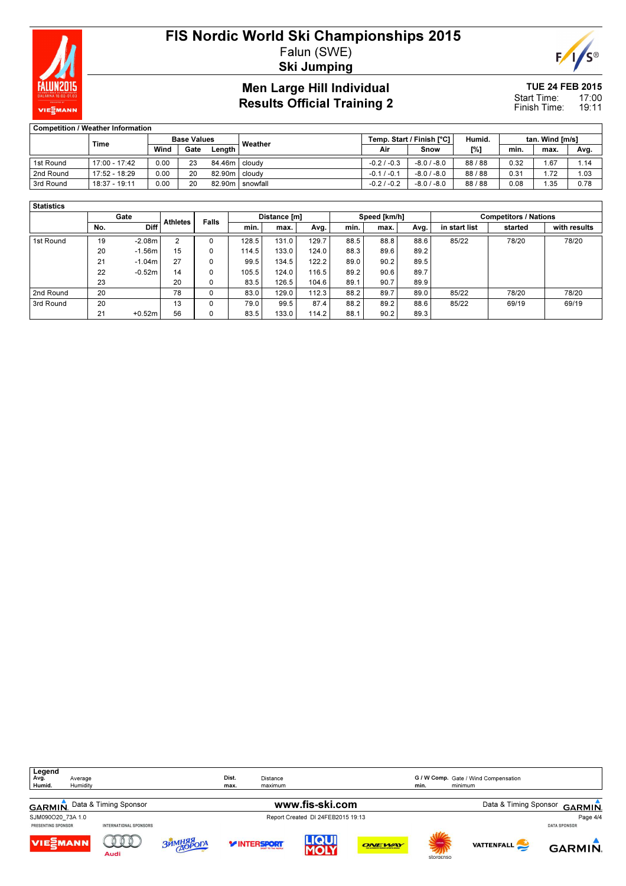# FIS Nordic World Ski Championships 2015

Falun (SWE)

**Ski Jumping**

## Men Large Hill Individual
## Results Official Training 2

**TUE 24 FEB 2015**

Start Time: 17:00

Finish Time: 19:11

### Competition / Weather Information

| | Time | Base Values | | | Weather | Temp. Start / Finish [°C] | | Humid. | tan. Wind [m/s] | | |
|---|---|---|---|---|---|---|---|---|---|---|---|
| | | Wind | Gate | Length | | Air | Snow | [%] | min. | max. | Avg. |
| 1st Round | 17:00 - 17:42 | 0.00 | 23 | 84.46m | cloudy | -0.2 / -0.3 | -8.0 / -8.0 | 88 / 88 | 0.32 | 1.67 | 1.14 |
| 2nd Round | 17:52 - 18:29 | 0.00 | 20 | 82.90m | cloudy | -0.1 / -0.1 | -8.0 / -8.0 | 88 / 88 | 0.31 | 1.72 | 1.03 |
| 3rd Round | 18:37 - 19:11 | 0.00 | 20 | 82.90m | snowfall | -0.2 / -0.2 | -8.0 / -8.0 | 88 / 88 | 0.08 | 1.35 | 0.78 |

### Statistics

| | Gate | | Athletes | Falls | Distance [m] | | | Speed [km/h] | | | Competitors / Nations | | |
|---|---|---|---|---|---|---|---|---|---|---|---|---|---|
| | No. | Diff | | | min. | max. | Avg. | min. | max. | Avg. | in start list | started | with results |
| 1st Round | 19 | -2.08m | 2 | 0 | 128.5 | 131.0 | 129.7 | 88.5 | 88.8 | 88.6 | 85/22 | 78/20 | 78/20 |
| | 20 | -1.56m | 15 | 0 | 114.5 | 133.0 | 124.0 | 88.3 | 89.6 | 89.2 | | | |
| | 21 | -1.04m | 27 | 0 | 99.5 | 134.5 | 122.2 | 89.0 | 90.2 | 89.5 | | | |
| | 22 | -0.52m | 14 | 0 | 105.5 | 124.0 | 116.5 | 89.2 | 90.6 | 89.7 | | | |
| | 23 | | 20 | 0 | 83.5 | 126.5 | 104.6 | 89.1 | 90.7 | 89.9 | | | |
| 2nd Round | 20 | | 78 | 0 | 83.0 | 129.0 | 112.3 | 88.2 | 89.7 | 89.0 | 85/22 | 78/20 | 78/20 |
| 3rd Round | 20 | | 13 | 0 | 79.0 | 99.5 | 87.4 | 88.2 | 89.2 | 88.6 | 85/22 | 69/19 | 69/19 |
| | 21 | +0.52m | 56 | 0 | 83.5 | 133.0 | 114.2 | 88.1 | 90.2 | 89.3 | | | |

**Legend**

| | | | | | |
|---|---|---|---|---|---|
| Avg. | Average | Dist. | Distance | G / W Comp. | Gate / Wind Compensation |
| Humid. | Humidity | max. | maximum | min. | minimum |

GARMIN Data & Timing Sponsor — www.fis-ski.com — Data & Timing Sponsor GARMIN

SJM090O20_73A 1.0 — Report Created DI 24FEB2015 19:13